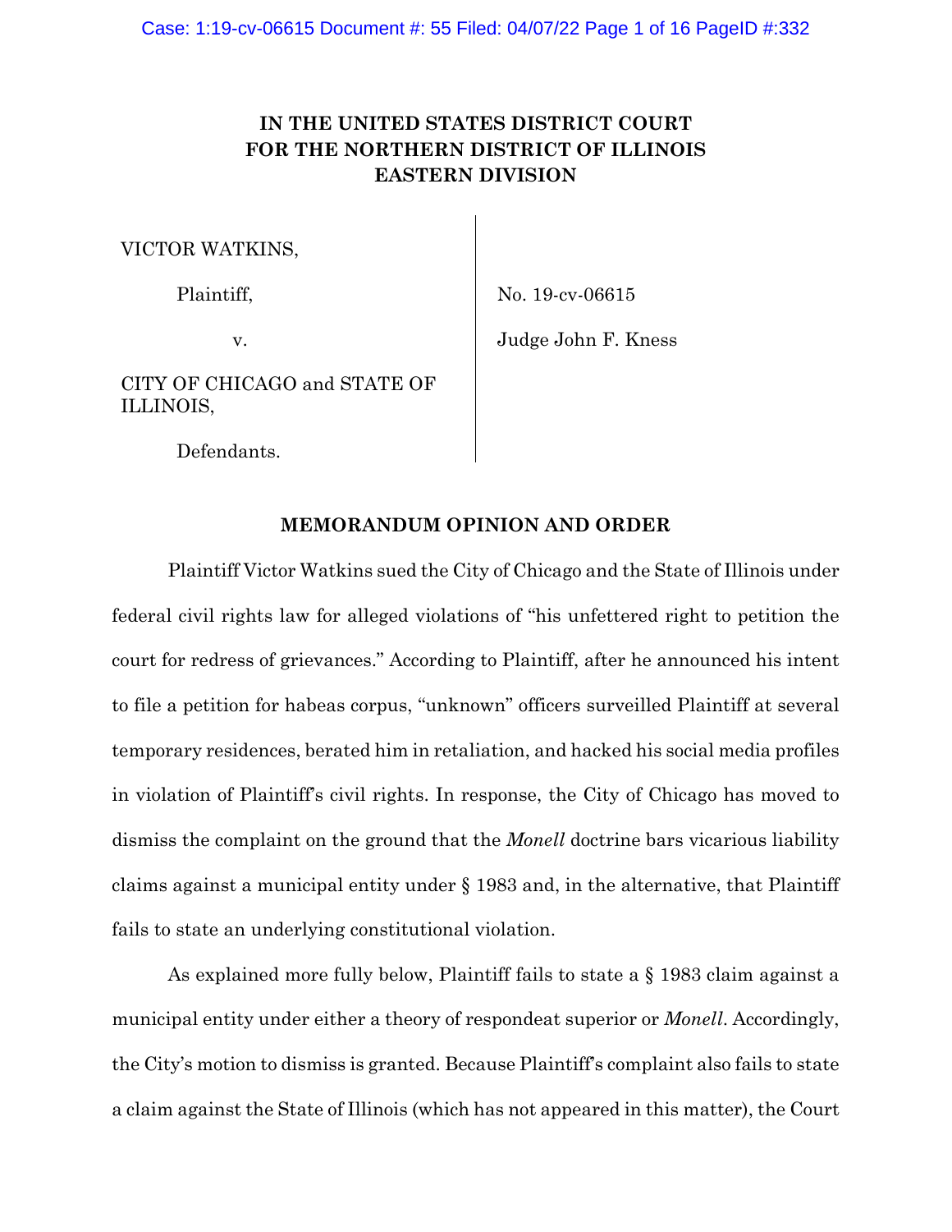**IN THE UNITED STATES DISTRICT COURT FOR THE NORTHERN DISTRICT OF ILLINOIS EASTERN DIVISION**

VICTOR WATKINS,

Plaintiff,

v.

CITY OF CHICAGO and STATE OF ILLINOIS,

Defendants.

No. 19-cv-06615

Judge John F. Kness

**MEMORANDUM OPINION AND ORDER**

Plaintiff Victor Watkins sued the City of Chicago and the State of Illinois under federal civil rights law for alleged violations of "his unfettered right to petition the court for redress of grievances." According to Plaintiff, after he announced his intent to file a petition for habeas corpus, "unknown" officers surveilled Plaintiff at several temporary residences, berated him in retaliation, and hacked his social media profiles in violation of Plaintiff's civil rights. In response, the City of Chicago has moved to dismiss the complaint on the ground that the *Monell* doctrine bars vicarious liability claims against a municipal entity under § 1983 and, in the alternative, that Plaintiff fails to state an underlying constitutional violation.

As explained more fully below, Plaintiff fails to state a § 1983 claim against a municipal entity under either a theory of respondeat superior or *Monell*. Accordingly, the City's motion to dismiss is granted. Because Plaintiff's complaint also fails to state a claim against the State of Illinois (which has not appeared in this matter), the Court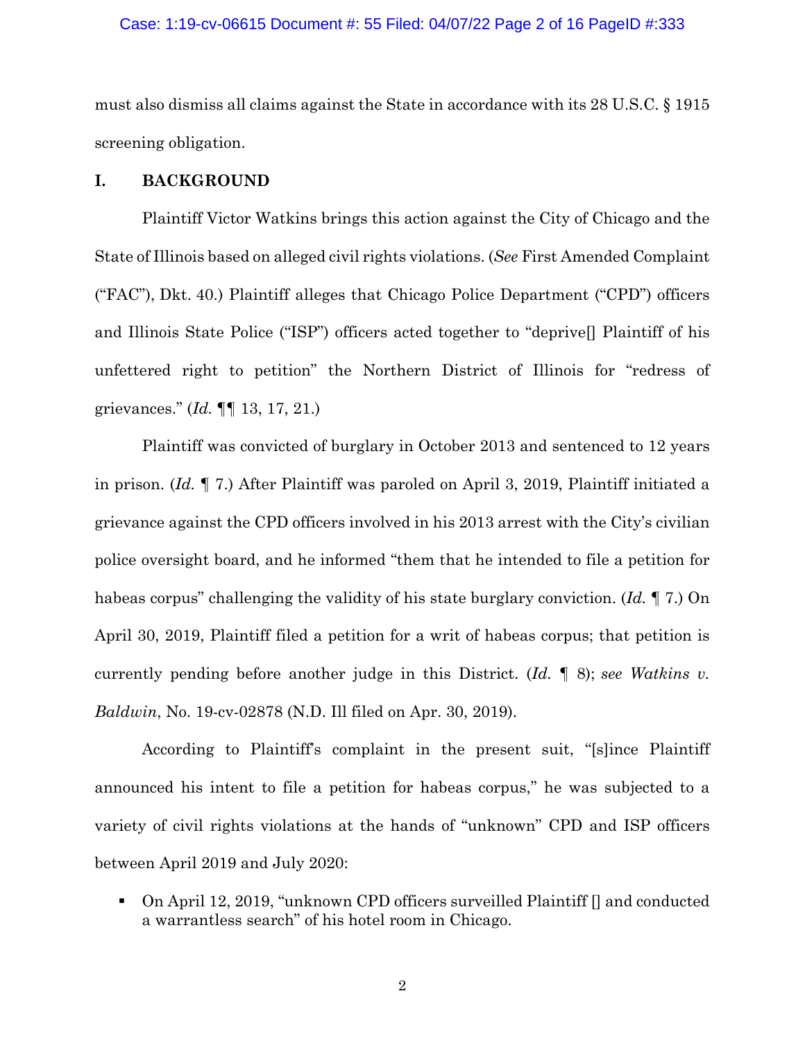must also dismiss all claims against the State in accordance with its 28 U.S.C. § 1915 screening obligation.

## I. BACKGROUND

Plaintiff Victor Watkins brings this action against the City of Chicago and the State of Illinois based on alleged civil rights violations. (*See* First Amended Complaint ("FAC"), Dkt. 40.) Plaintiff alleges that Chicago Police Department ("CPD") officers and Illinois State Police ("ISP") officers acted together to "deprive[] Plaintiff of his unfettered right to petition" the Northern District of Illinois for "redress of grievances." (*Id.* ¶¶ 13, 17, 21.)

Plaintiff was convicted of burglary in October 2013 and sentenced to 12 years in prison. (*Id.* ¶ 7.) After Plaintiff was paroled on April 3, 2019, Plaintiff initiated a grievance against the CPD officers involved in his 2013 arrest with the City's civilian police oversight board, and he informed "them that he intended to file a petition for habeas corpus" challenging the validity of his state burglary conviction. (*Id.* ¶ 7.) On April 30, 2019, Plaintiff filed a petition for a writ of habeas corpus; that petition is currently pending before another judge in this District. (*Id.* ¶ 8); *see Watkins v. Baldwin*, No. 19-cv-02878 (N.D. Ill filed on Apr. 30, 2019).

According to Plaintiff's complaint in the present suit, "[s]ince Plaintiff announced his intent to file a petition for habeas corpus," he was subjected to a variety of civil rights violations at the hands of "unknown" CPD and ISP officers between April 2019 and July 2020:

- On April 12, 2019, "unknown CPD officers surveilled Plaintiff [] and conducted a warrantless search" of his hotel room in Chicago.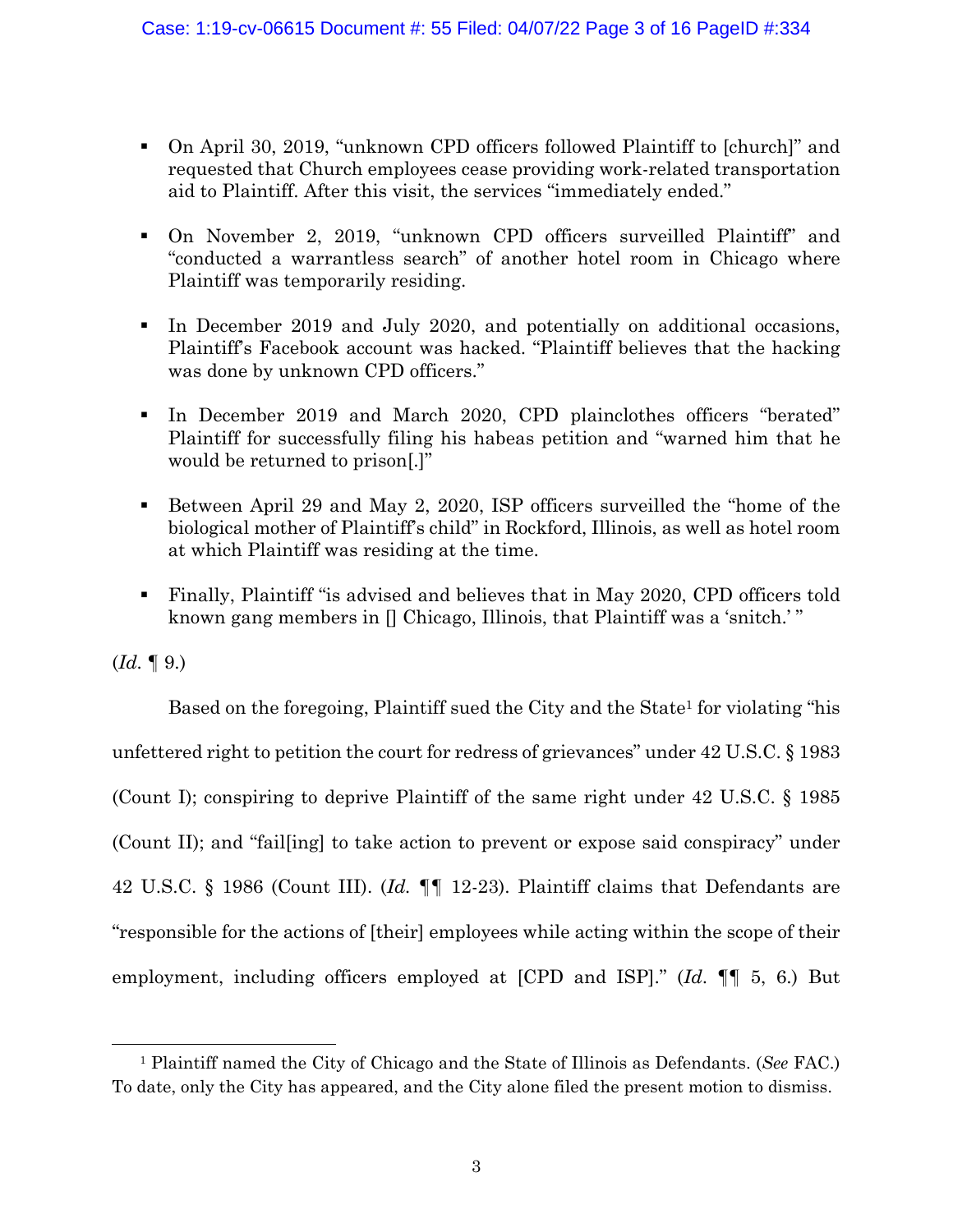- On April 30, 2019, "unknown CPD officers followed Plaintiff to [church]" and requested that Church employees cease providing work-related transportation aid to Plaintiff. After this visit, the services "immediately ended."

- On November 2, 2019, "unknown CPD officers surveilled Plaintiff" and "conducted a warrantless search" of another hotel room in Chicago where Plaintiff was temporarily residing.

- In December 2019 and July 2020, and potentially on additional occasions, Plaintiff's Facebook account was hacked. "Plaintiff believes that the hacking was done by unknown CPD officers."

- In December 2019 and March 2020, CPD plainclothes officers "berated" Plaintiff for successfully filing his habeas petition and "warned him that he would be returned to prison[.]"

- Between April 29 and May 2, 2020, ISP officers surveilled the "home of the biological mother of Plaintiff's child" in Rockford, Illinois, as well as hotel room at which Plaintiff was residing at the time.

- Finally, Plaintiff "is advised and believes that in May 2020, CPD officers told known gang members in [] Chicago, Illinois, that Plaintiff was a 'snitch.' "

(*Id.* ¶ 9.)

Based on the foregoing, Plaintiff sued the City and the State[1] for violating "his unfettered right to petition the court for redress of grievances" under 42 U.S.C. § 1983 (Count I); conspiring to deprive Plaintiff of the same right under 42 U.S.C. § 1985 (Count II); and "fail[ing] to take action to prevent or expose said conspiracy" under 42 U.S.C. § 1986 (Count III). (*Id.* ¶¶ 12-23). Plaintiff claims that Defendants are "responsible for the actions of [their] employees while acting within the scope of their employment, including officers employed at [CPD and ISP]." (*Id.* ¶¶ 5, 6.) But

---

[1] Plaintiff named the City of Chicago and the State of Illinois as Defendants. (*See* FAC.) To date, only the City has appeared, and the City alone filed the present motion to dismiss.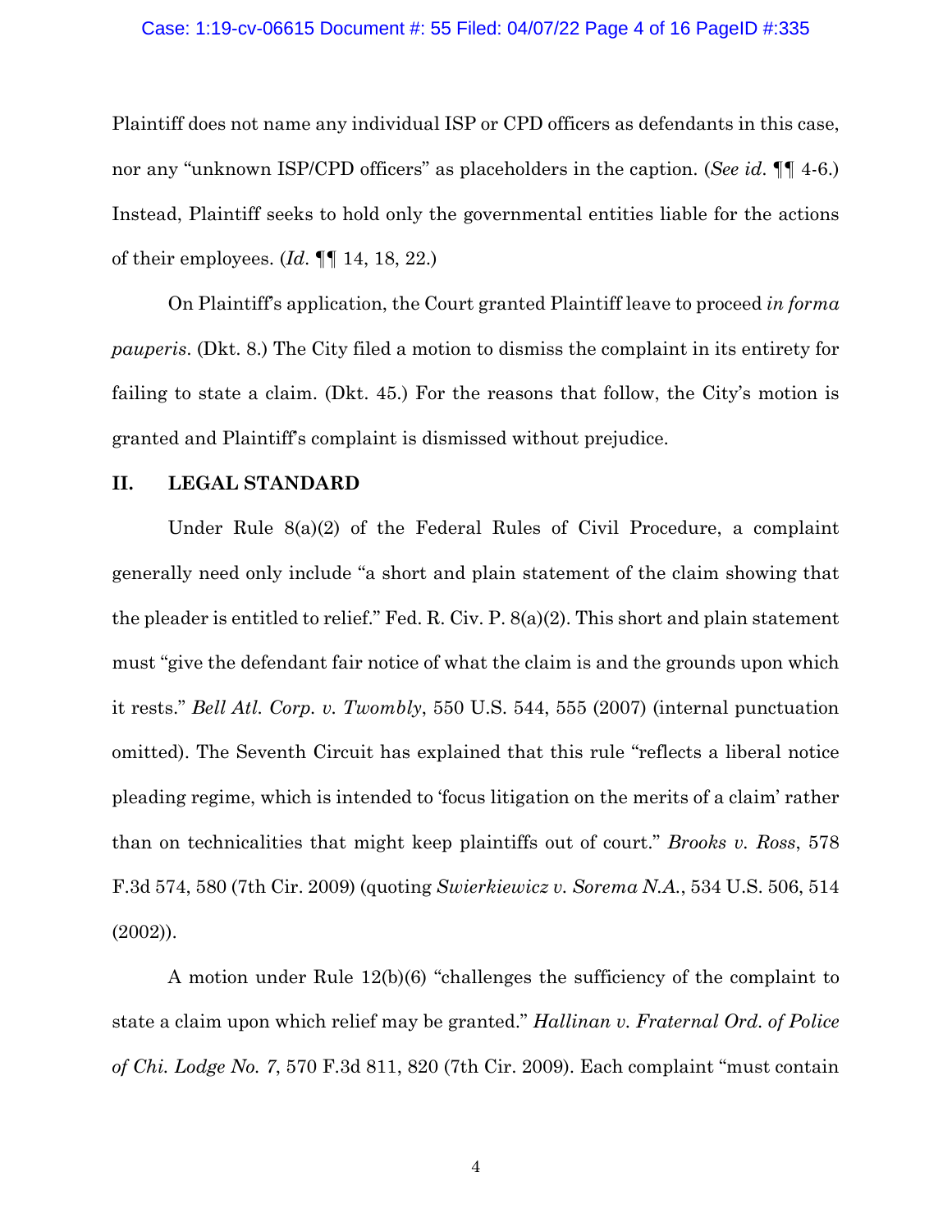Plaintiff does not name any individual ISP or CPD officers as defendants in this case, nor any "unknown ISP/CPD officers" as placeholders in the caption. (*See id*. ¶¶ 4-6.) Instead, Plaintiff seeks to hold only the governmental entities liable for the actions of their employees. (*Id*. ¶¶ 14, 18, 22.)

On Plaintiff's application, the Court granted Plaintiff leave to proceed *in forma pauperis*. (Dkt. 8.) The City filed a motion to dismiss the complaint in its entirety for failing to state a claim. (Dkt. 45.) For the reasons that follow, the City's motion is granted and Plaintiff's complaint is dismissed without prejudice.

## II. LEGAL STANDARD

Under Rule 8(a)(2) of the Federal Rules of Civil Procedure, a complaint generally need only include "a short and plain statement of the claim showing that the pleader is entitled to relief." Fed. R. Civ. P. 8(a)(2). This short and plain statement must "give the defendant fair notice of what the claim is and the grounds upon which it rests." *Bell Atl. Corp. v. Twombly*, 550 U.S. 544, 555 (2007) (internal punctuation omitted). The Seventh Circuit has explained that this rule "reflects a liberal notice pleading regime, which is intended to 'focus litigation on the merits of a claim' rather than on technicalities that might keep plaintiffs out of court." *Brooks v. Ross*, 578 F.3d 574, 580 (7th Cir. 2009) (quoting *Swierkiewicz v. Sorema N.A.*, 534 U.S. 506, 514 (2002)).

A motion under Rule 12(b)(6) "challenges the sufficiency of the complaint to state a claim upon which relief may be granted." *Hallinan v. Fraternal Ord. of Police of Chi. Lodge No. 7*, 570 F.3d 811, 820 (7th Cir. 2009). Each complaint "must contain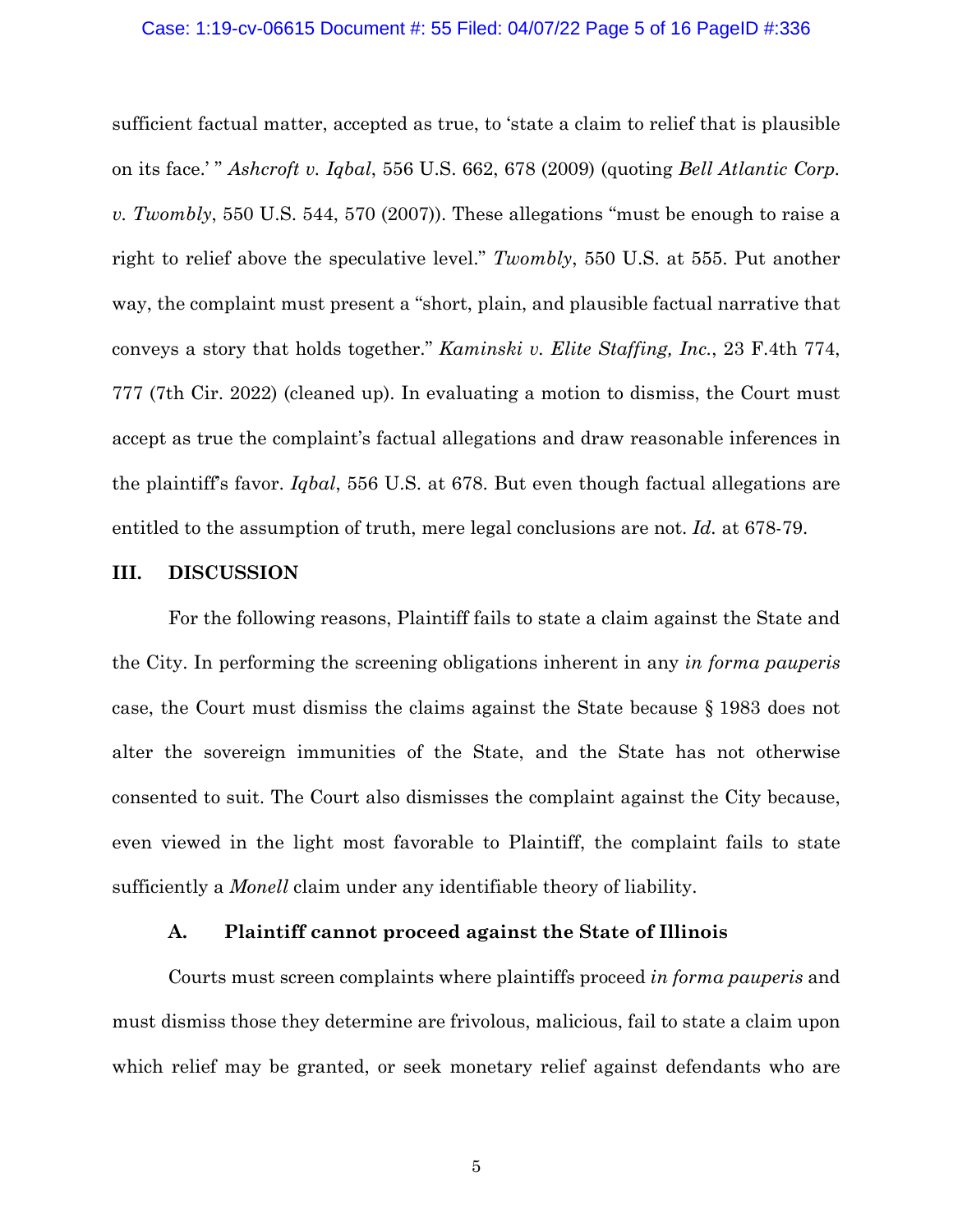sufficient factual matter, accepted as true, to 'state a claim to relief that is plausible on its face.' " *Ashcroft v. Iqbal*, 556 U.S. 662, 678 (2009) (quoting *Bell Atlantic Corp. v. Twombly*, 550 U.S. 544, 570 (2007)). These allegations "must be enough to raise a right to relief above the speculative level." *Twombly*, 550 U.S. at 555. Put another way, the complaint must present a "short, plain, and plausible factual narrative that conveys a story that holds together." *Kaminski v. Elite Staffing, Inc.*, 23 F.4th 774, 777 (7th Cir. 2022) (cleaned up). In evaluating a motion to dismiss, the Court must accept as true the complaint's factual allegations and draw reasonable inferences in the plaintiff's favor. *Iqbal*, 556 U.S. at 678. But even though factual allegations are entitled to the assumption of truth, mere legal conclusions are not. *Id.* at 678-79.

## III. DISCUSSION

For the following reasons, Plaintiff fails to state a claim against the State and the City. In performing the screening obligations inherent in any *in forma pauperis* case, the Court must dismiss the claims against the State because § 1983 does not alter the sovereign immunities of the State, and the State has not otherwise consented to suit. The Court also dismisses the complaint against the City because, even viewed in the light most favorable to Plaintiff, the complaint fails to state sufficiently a *Monell* claim under any identifiable theory of liability.

### A. Plaintiff cannot proceed against the State of Illinois

Courts must screen complaints where plaintiffs proceed *in forma pauperis* and must dismiss those they determine are frivolous, malicious, fail to state a claim upon which relief may be granted, or seek monetary relief against defendants who are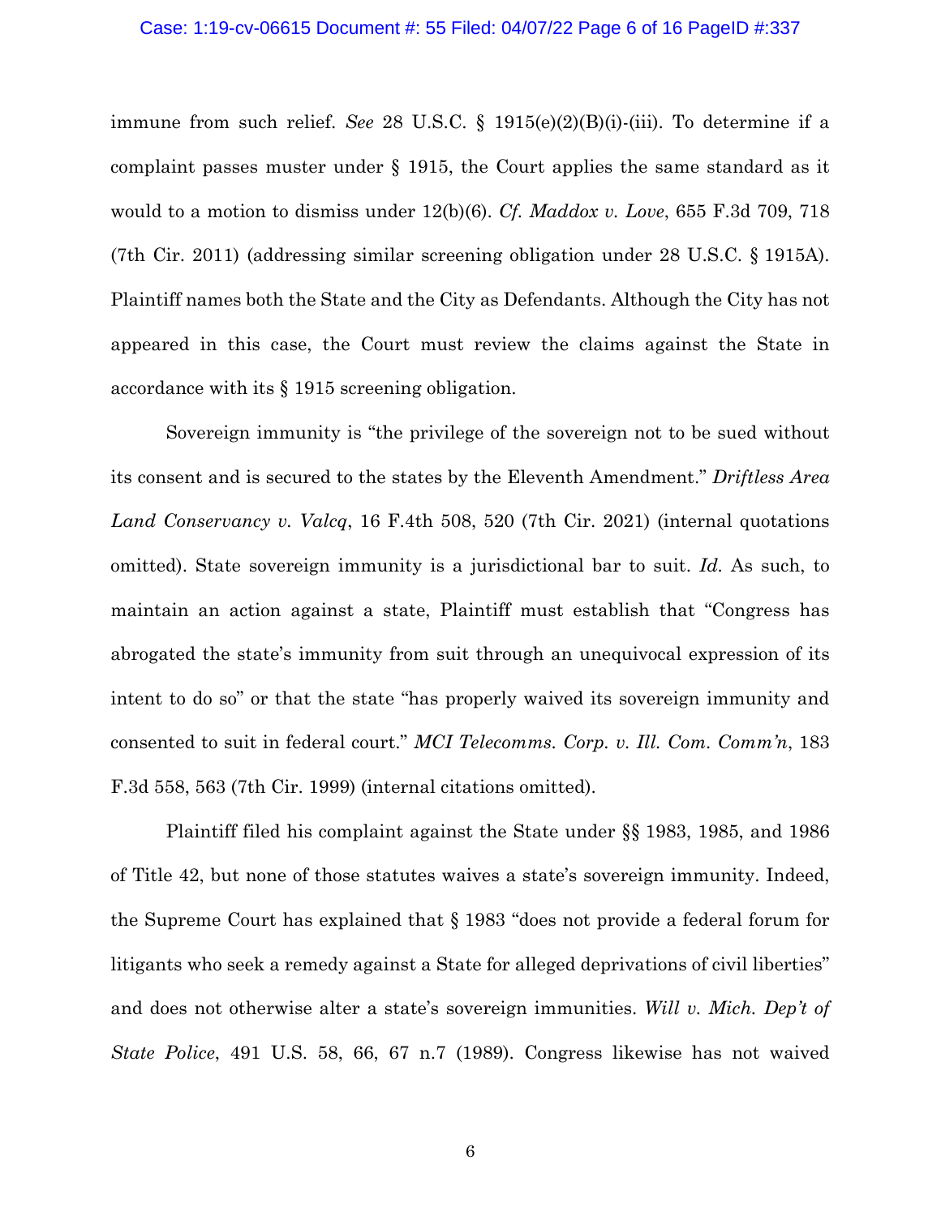immune from such relief. *See* 28 U.S.C. § 1915(e)(2)(B)(i)-(iii). To determine if a complaint passes muster under § 1915, the Court applies the same standard as it would to a motion to dismiss under 12(b)(6). *Cf. Maddox v. Love*, 655 F.3d 709, 718 (7th Cir. 2011) (addressing similar screening obligation under 28 U.S.C. § 1915A). Plaintiff names both the State and the City as Defendants. Although the City has not appeared in this case, the Court must review the claims against the State in accordance with its § 1915 screening obligation.

Sovereign immunity is "the privilege of the sovereign not to be sued without its consent and is secured to the states by the Eleventh Amendment." *Driftless Area Land Conservancy v. Valcq*, 16 F.4th 508, 520 (7th Cir. 2021) (internal quotations omitted). State sovereign immunity is a jurisdictional bar to suit. *Id.* As such, to maintain an action against a state, Plaintiff must establish that "Congress has abrogated the state's immunity from suit through an unequivocal expression of its intent to do so" or that the state "has properly waived its sovereign immunity and consented to suit in federal court." *MCI Telecomms. Corp. v. Ill. Com. Comm'n*, 183 F.3d 558, 563 (7th Cir. 1999) (internal citations omitted).

Plaintiff filed his complaint against the State under §§ 1983, 1985, and 1986 of Title 42, but none of those statutes waives a state's sovereign immunity. Indeed, the Supreme Court has explained that § 1983 "does not provide a federal forum for litigants who seek a remedy against a State for alleged deprivations of civil liberties" and does not otherwise alter a state's sovereign immunities. *Will v. Mich. Dep't of State Police*, 491 U.S. 58, 66, 67 n.7 (1989). Congress likewise has not waived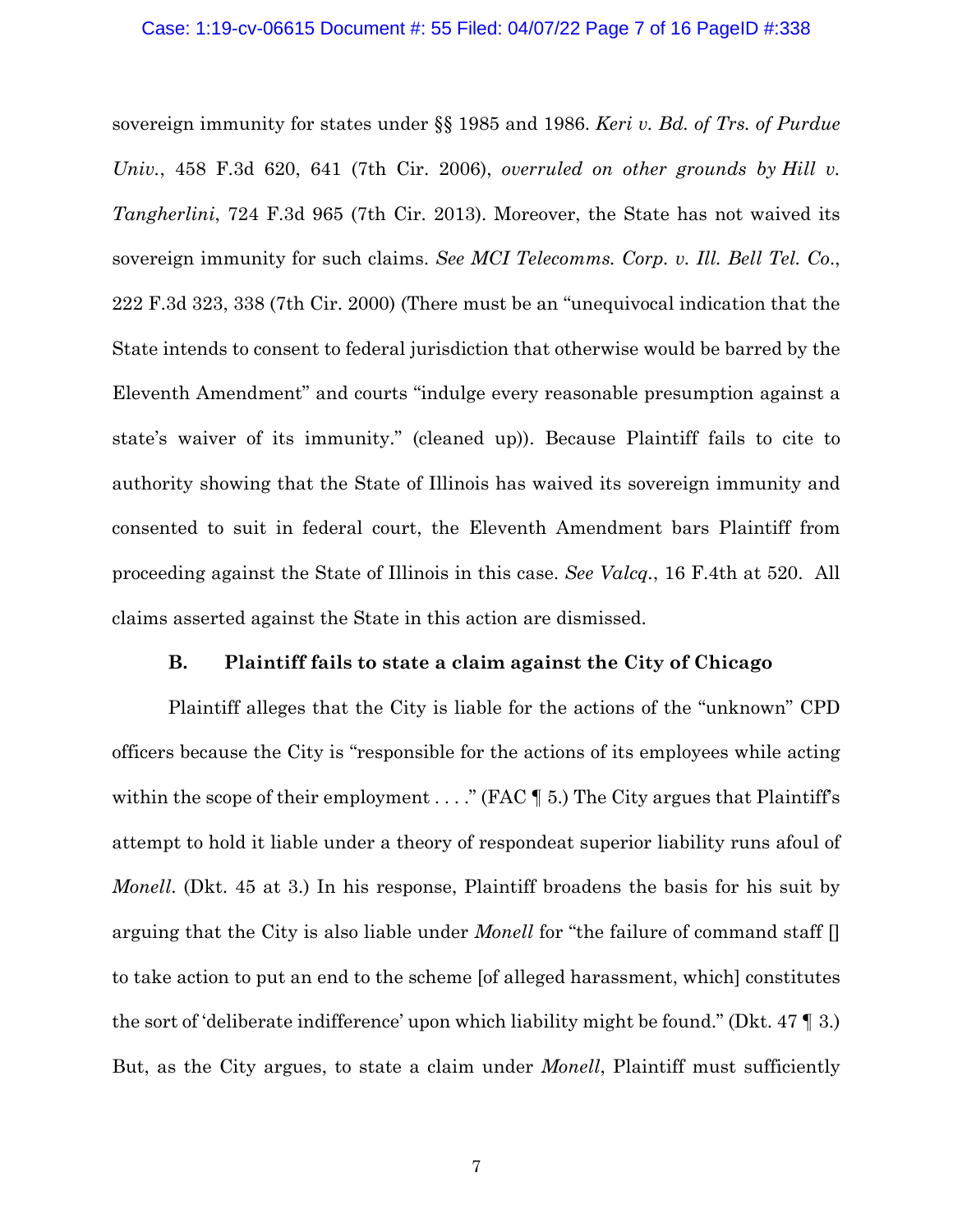sovereign immunity for states under §§ 1985 and 1986. *Keri v. Bd. of Trs. of Purdue Univ.*, 458 F.3d 620, 641 (7th Cir. 2006), *overruled on other grounds by Hill v. Tangherlini*, 724 F.3d 965 (7th Cir. 2013). Moreover, the State has not waived its sovereign immunity for such claims. *See MCI Telecomms. Corp. v. Ill. Bell Tel. Co.*, 222 F.3d 323, 338 (7th Cir. 2000) (There must be an "unequivocal indication that the State intends to consent to federal jurisdiction that otherwise would be barred by the Eleventh Amendment" and courts "indulge every reasonable presumption against a state's waiver of its immunity." (cleaned up)). Because Plaintiff fails to cite to authority showing that the State of Illinois has waived its sovereign immunity and consented to suit in federal court, the Eleventh Amendment bars Plaintiff from proceeding against the State of Illinois in this case. *See Valcq.*, 16 F.4th at 520. All claims asserted against the State in this action are dismissed.

### B. Plaintiff fails to state a claim against the City of Chicago

Plaintiff alleges that the City is liable for the actions of the "unknown" CPD officers because the City is "responsible for the actions of its employees while acting within the scope of their employment . . . ." (FAC ¶ 5.) The City argues that Plaintiff's attempt to hold it liable under a theory of respondeat superior liability runs afoul of *Monell*. (Dkt. 45 at 3.) In his response, Plaintiff broadens the basis for his suit by arguing that the City is also liable under *Monell* for "the failure of command staff [] to take action to put an end to the scheme [of alleged harassment, which] constitutes the sort of 'deliberate indifference' upon which liability might be found." (Dkt. 47 ¶ 3.) But, as the City argues, to state a claim under *Monell*, Plaintiff must sufficiently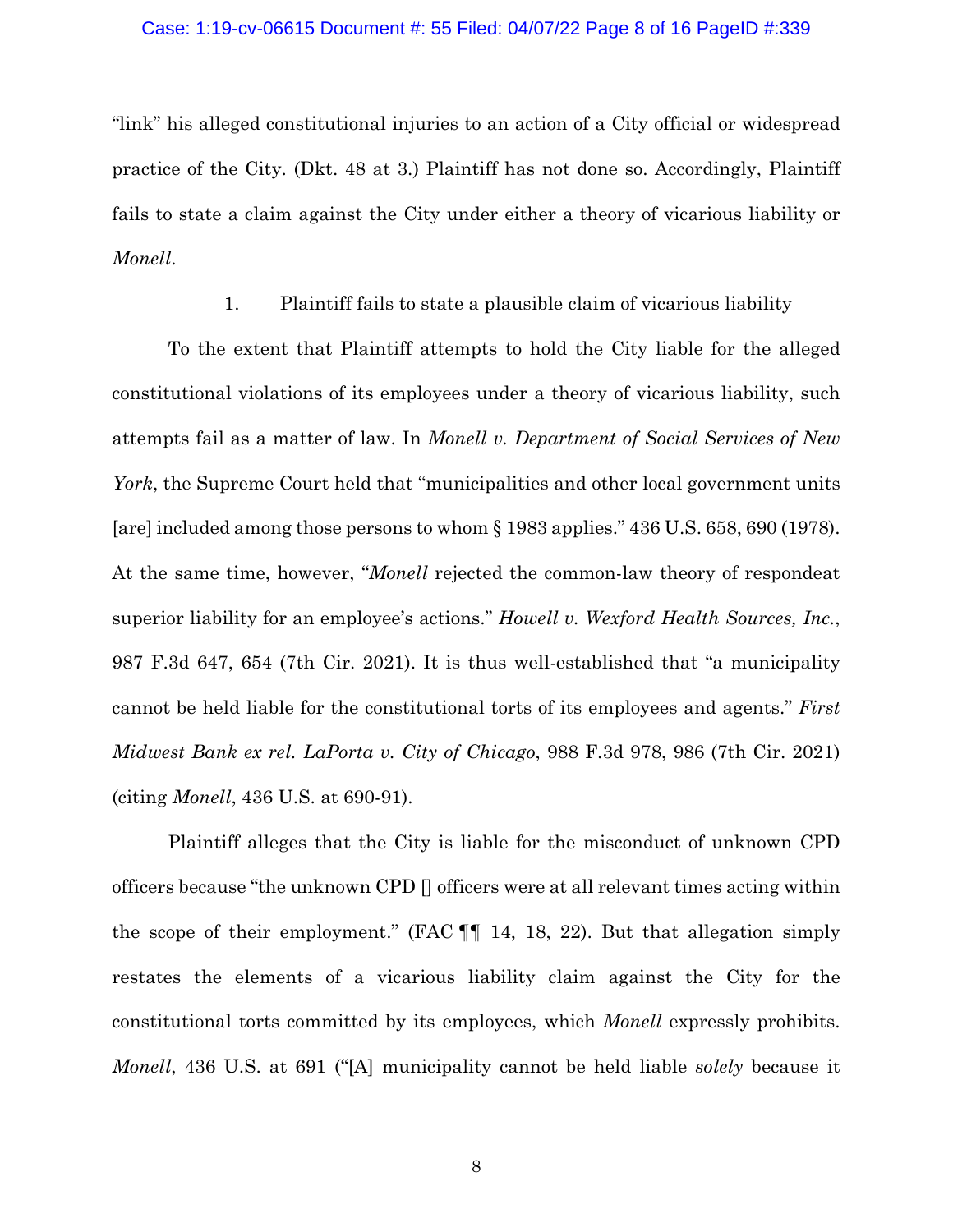"link" his alleged constitutional injuries to an action of a City official or widespread practice of the City. (Dkt. 48 at 3.) Plaintiff has not done so. Accordingly, Plaintiff fails to state a claim against the City under either a theory of vicarious liability or *Monell*.

1. Plaintiff fails to state a plausible claim of vicarious liability

To the extent that Plaintiff attempts to hold the City liable for the alleged constitutional violations of its employees under a theory of vicarious liability, such attempts fail as a matter of law. In *Monell v. Department of Social Services of New York*, the Supreme Court held that "municipalities and other local government units [are] included among those persons to whom § 1983 applies." 436 U.S. 658, 690 (1978). At the same time, however, "*Monell* rejected the common-law theory of respondeat superior liability for an employee's actions." *Howell v. Wexford Health Sources, Inc.*, 987 F.3d 647, 654 (7th Cir. 2021). It is thus well-established that "a municipality cannot be held liable for the constitutional torts of its employees and agents." *First Midwest Bank ex rel. LaPorta v. City of Chicago*, 988 F.3d 978, 986 (7th Cir. 2021) (citing *Monell*, 436 U.S. at 690-91).

Plaintiff alleges that the City is liable for the misconduct of unknown CPD officers because "the unknown CPD [] officers were at all relevant times acting within the scope of their employment." (FAC ¶¶ 14, 18, 22). But that allegation simply restates the elements of a vicarious liability claim against the City for the constitutional torts committed by its employees, which *Monell* expressly prohibits. *Monell*, 436 U.S. at 691 ("[A] municipality cannot be held liable *solely* because it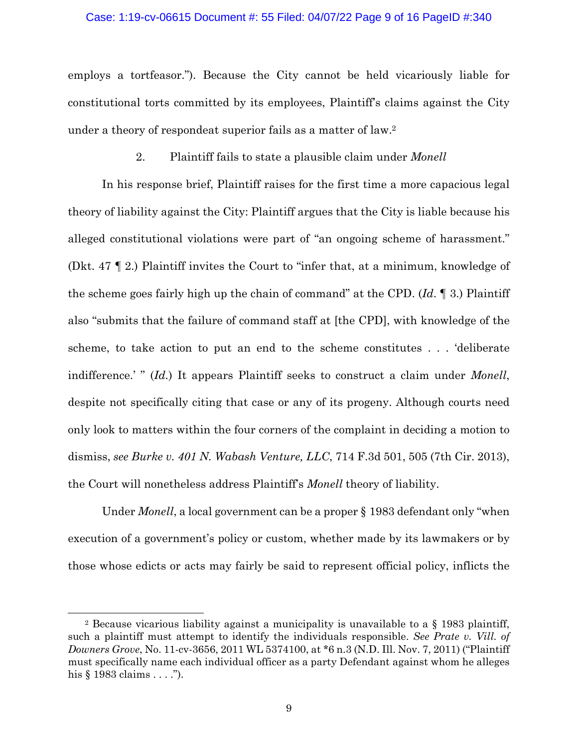employs a tortfeasor."). Because the City cannot be held vicariously liable for constitutional torts committed by its employees, Plaintiff's claims against the City under a theory of respondeat superior fails as a matter of law.[2]

2. Plaintiff fails to state a plausible claim under *Monell*

In his response brief, Plaintiff raises for the first time a more capacious legal theory of liability against the City: Plaintiff argues that the City is liable because his alleged constitutional violations were part of "an ongoing scheme of harassment." (Dkt. 47 ¶ 2.) Plaintiff invites the Court to "infer that, at a minimum, knowledge of the scheme goes fairly high up the chain of command" at the CPD. (*Id.* ¶ 3.) Plaintiff also "submits that the failure of command staff at [the CPD], with knowledge of the scheme, to take action to put an end to the scheme constitutes . . . 'deliberate indifference.' " (*Id.*) It appears Plaintiff seeks to construct a claim under *Monell*, despite not specifically citing that case or any of its progeny. Although courts need only look to matters within the four corners of the complaint in deciding a motion to dismiss, *see Burke v. 401 N. Wabash Venture, LLC*, 714 F.3d 501, 505 (7th Cir. 2013), the Court will nonetheless address Plaintiff's *Monell* theory of liability.

Under *Monell*, a local government can be a proper § 1983 defendant only "when execution of a government's policy or custom, whether made by its lawmakers or by those whose edicts or acts may fairly be said to represent official policy, inflicts the

[2] Because vicarious liability against a municipality is unavailable to a § 1983 plaintiff, such a plaintiff must attempt to identify the individuals responsible. *See Prate v. Vill. of Downers Grove*, No. 11-cv-3656, 2011 WL 5374100, at *6 n.3 (N.D. Ill. Nov. 7, 2011) ("Plaintiff must specifically name each individual officer as a party Defendant against whom he alleges his § 1983 claims . . . .").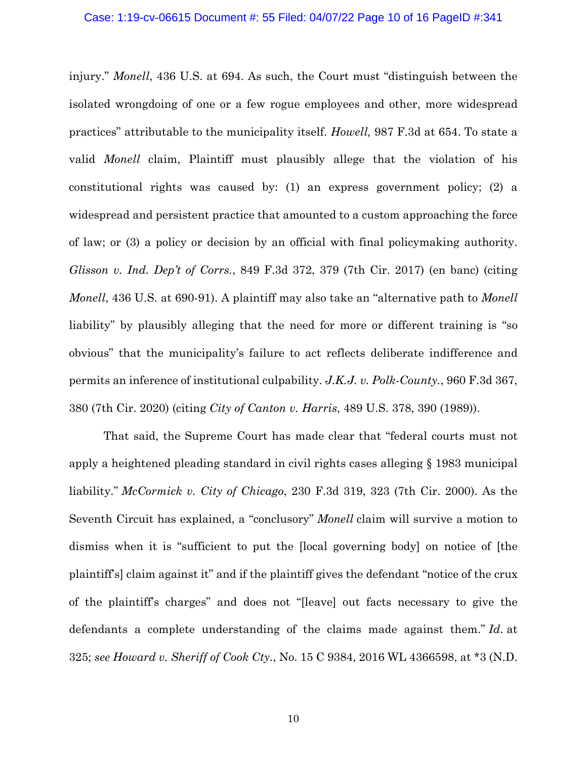injury." *Monell*, 436 U.S. at 694. As such, the Court must "distinguish between the isolated wrongdoing of one or a few rogue employees and other, more widespread practices" attributable to the municipality itself. *Howell,* 987 F.3d at 654. To state a valid *Monell* claim, Plaintiff must plausibly allege that the violation of his constitutional rights was caused by: (1) an express government policy; (2) a widespread and persistent practice that amounted to a custom approaching the force of law; or (3) a policy or decision by an official with final policymaking authority. *Glisson v. Ind. Dep't of Corrs.*, 849 F.3d 372, 379 (7th Cir. 2017) (en banc) (citing *Monell*, 436 U.S. at 690-91). A plaintiff may also take an "alternative path to *Monell* liability" by plausibly alleging that the need for more or different training is "so obvious" that the municipality's failure to act reflects deliberate indifference and permits an inference of institutional culpability. *J.K.J. v. Polk-County.*, 960 F.3d 367, 380 (7th Cir. 2020) (citing *City of Canton v. Harris*, 489 U.S. 378, 390 (1989)).

That said, the Supreme Court has made clear that "federal courts must not apply a heightened pleading standard in civil rights cases alleging § 1983 municipal liability." *McCormick v. City of Chicago*, 230 F.3d 319, 323 (7th Cir. 2000). As the Seventh Circuit has explained, a "conclusory" *Monell* claim will survive a motion to dismiss when it is "sufficient to put the [local governing body] on notice of [the plaintiff's] claim against it" and if the plaintiff gives the defendant "notice of the crux of the plaintiff's charges" and does not "[leave] out facts necessary to give the defendants a complete understanding of the claims made against them." *Id.* at 325; *see Howard v. Sheriff of Cook Cty.*, No. 15 C 9384, 2016 WL 4366598, at *3 (N.D.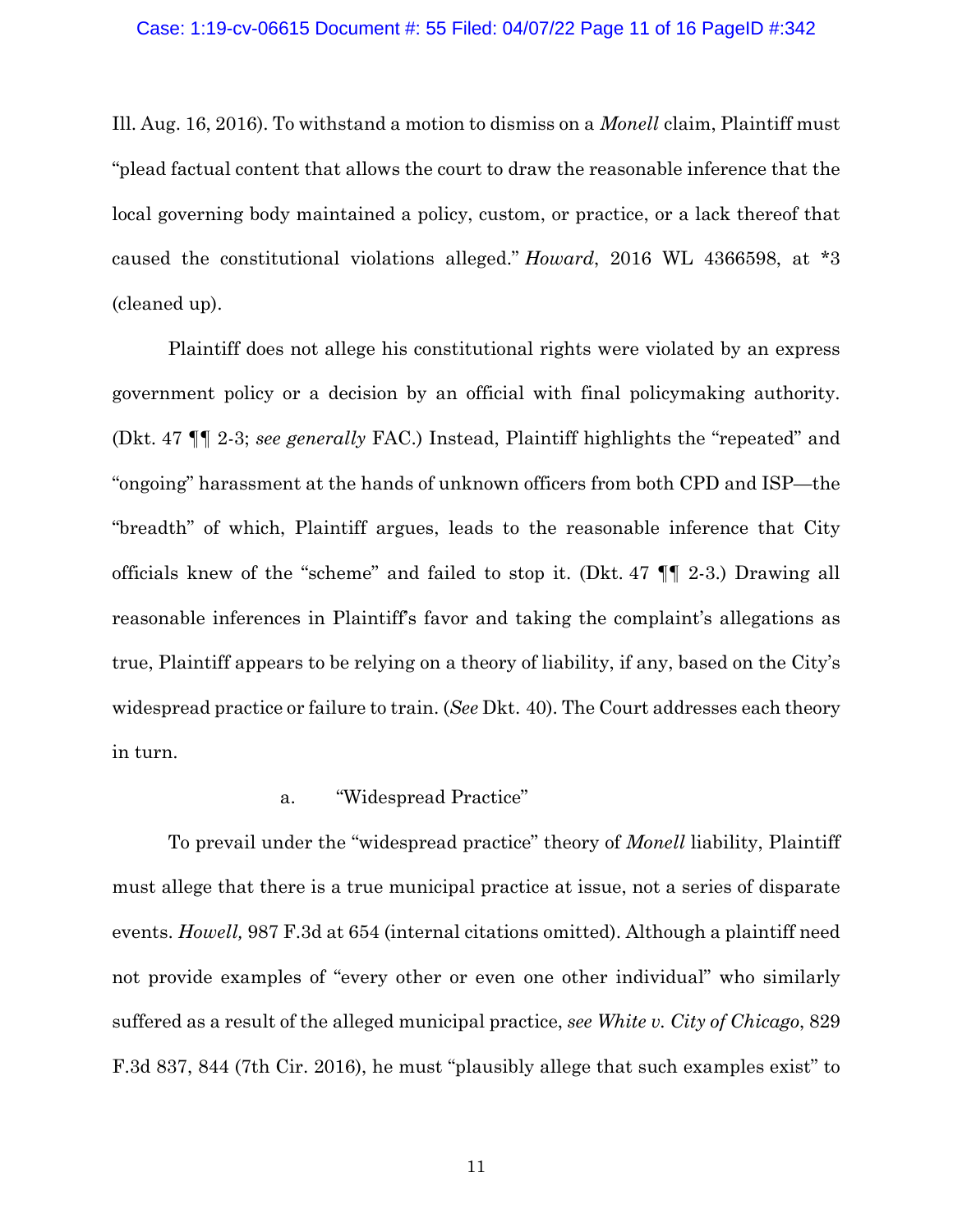Ill. Aug. 16, 2016). To withstand a motion to dismiss on a *Monell* claim, Plaintiff must "plead factual content that allows the court to draw the reasonable inference that the local governing body maintained a policy, custom, or practice, or a lack thereof that caused the constitutional violations alleged." *Howard*, 2016 WL 4366598, at *3 (cleaned up).

Plaintiff does not allege his constitutional rights were violated by an express government policy or a decision by an official with final policymaking authority. (Dkt. 47 ¶¶ 2-3; *see generally* FAC.) Instead, Plaintiff highlights the "repeated" and "ongoing" harassment at the hands of unknown officers from both CPD and ISP—the "breadth" of which, Plaintiff argues, leads to the reasonable inference that City officials knew of the "scheme" and failed to stop it. (Dkt. 47 ¶¶ 2-3.) Drawing all reasonable inferences in Plaintiff's favor and taking the complaint's allegations as true, Plaintiff appears to be relying on a theory of liability, if any, based on the City's widespread practice or failure to train. (*See* Dkt. 40). The Court addresses each theory in turn.

a. "Widespread Practice"

To prevail under the "widespread practice" theory of *Monell* liability, Plaintiff must allege that there is a true municipal practice at issue, not a series of disparate events. *Howell,* 987 F.3d at 654 (internal citations omitted). Although a plaintiff need not provide examples of "every other or even one other individual" who similarly suffered as a result of the alleged municipal practice, *see White v. City of Chicago*, 829 F.3d 837, 844 (7th Cir. 2016), he must "plausibly allege that such examples exist" to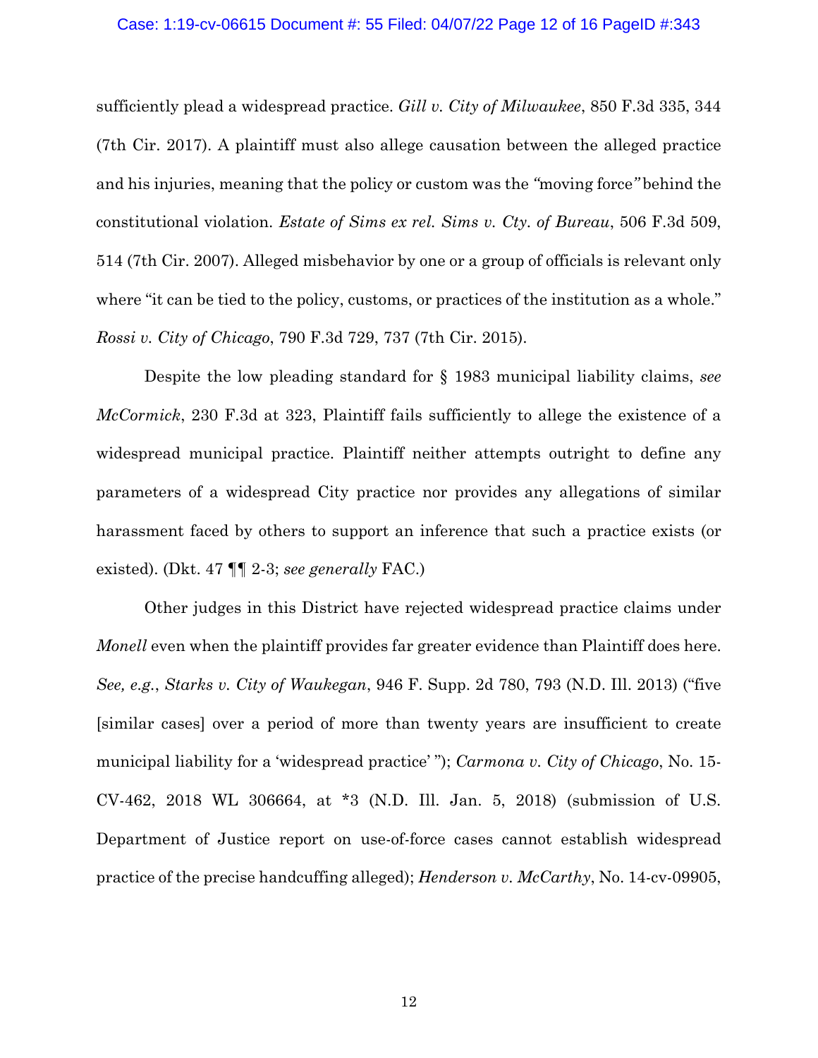sufficiently plead a widespread practice. *Gill v. City of Milwaukee*, 850 F.3d 335, 344 (7th Cir. 2017). A plaintiff must also allege causation between the alleged practice and his injuries, meaning that the policy or custom was the "moving force" behind the constitutional violation. *Estate of Sims ex rel. Sims v. Cty. of Bureau*, 506 F.3d 509, 514 (7th Cir. 2007). Alleged misbehavior by one or a group of officials is relevant only where "it can be tied to the policy, customs, or practices of the institution as a whole." *Rossi v. City of Chicago*, 790 F.3d 729, 737 (7th Cir. 2015).

Despite the low pleading standard for § 1983 municipal liability claims, *see McCormick*, 230 F.3d at 323, Plaintiff fails sufficiently to allege the existence of a widespread municipal practice. Plaintiff neither attempts outright to define any parameters of a widespread City practice nor provides any allegations of similar harassment faced by others to support an inference that such a practice exists (or existed). (Dkt. 47 ¶¶ 2-3; *see generally* FAC.)

Other judges in this District have rejected widespread practice claims under *Monell* even when the plaintiff provides far greater evidence than Plaintiff does here. *See, e.g.*, *Starks v. City of Waukegan*, 946 F. Supp. 2d 780, 793 (N.D. Ill. 2013) ("five [similar cases] over a period of more than twenty years are insufficient to create municipal liability for a 'widespread practice' "); *Carmona v. City of Chicago*, No. 15-CV-462, 2018 WL 306664, at *3 (N.D. Ill. Jan. 5, 2018) (submission of U.S. Department of Justice report on use-of-force cases cannot establish widespread practice of the precise handcuffing alleged); *Henderson v. McCarthy*, No. 14-cv-09905,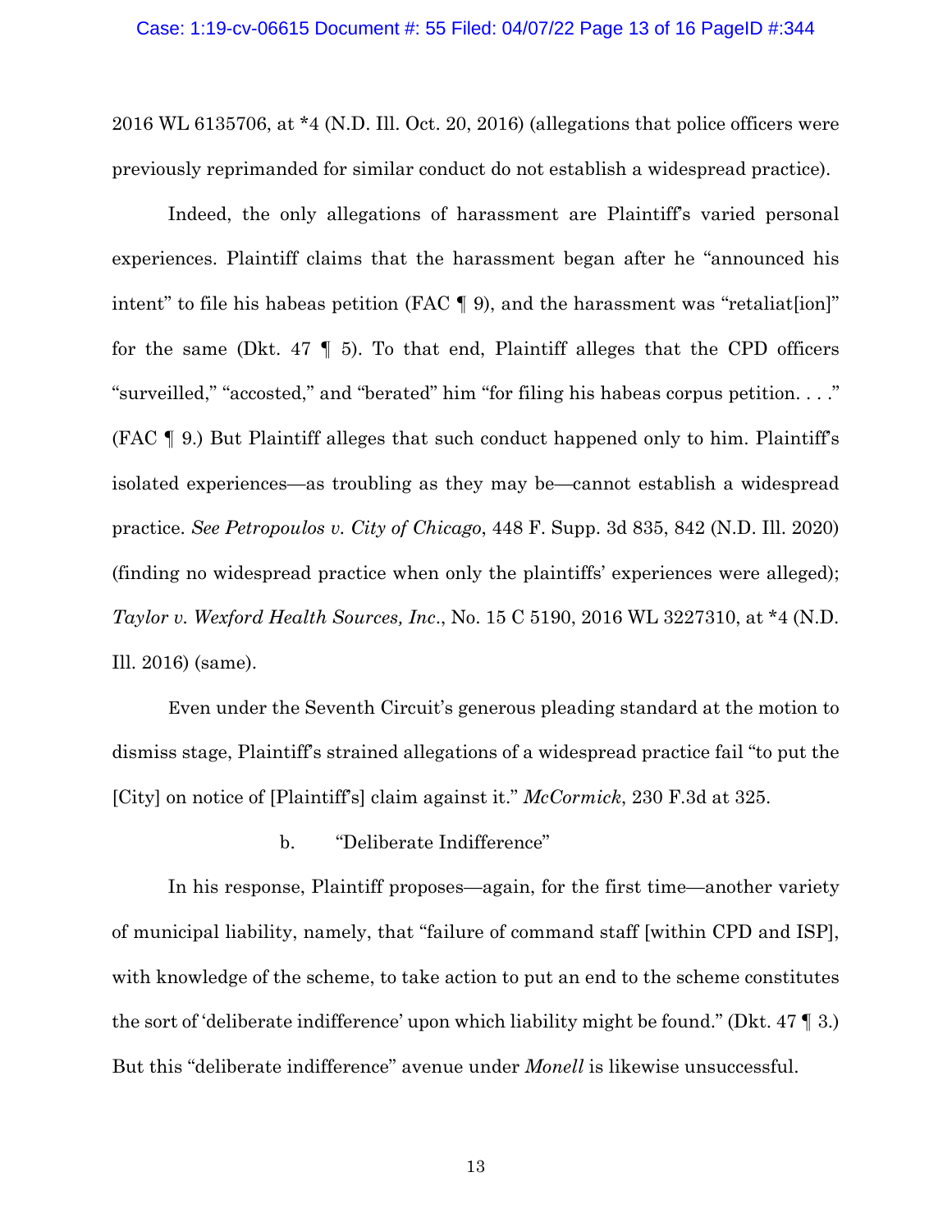2016 WL 6135706, at *4 (N.D. Ill. Oct. 20, 2016) (allegations that police officers were previously reprimanded for similar conduct do not establish a widespread practice).

Indeed, the only allegations of harassment are Plaintiff's varied personal experiences. Plaintiff claims that the harassment began after he "announced his intent" to file his habeas petition (FAC ¶ 9), and the harassment was "retaliat[ion]" for the same (Dkt. 47 ¶ 5). To that end, Plaintiff alleges that the CPD officers "surveilled," "accosted," and "berated" him "for filing his habeas corpus petition. . . ." (FAC ¶ 9.) But Plaintiff alleges that such conduct happened only to him. Plaintiff's isolated experiences—as troubling as they may be—cannot establish a widespread practice. *See Petropoulos v. City of Chicago*, 448 F. Supp. 3d 835, 842 (N.D. Ill. 2020) (finding no widespread practice when only the plaintiffs' experiences were alleged); *Taylor v. Wexford Health Sources, Inc*., No. 15 C 5190, 2016 WL 3227310, at *4 (N.D. Ill. 2016) (same).

Even under the Seventh Circuit's generous pleading standard at the motion to dismiss stage, Plaintiff's strained allegations of a widespread practice fail "to put the [City] on notice of [Plaintiff's] claim against it." *McCormick*, 230 F.3d at 325.

b. "Deliberate Indifference"

In his response, Plaintiff proposes—again, for the first time—another variety of municipal liability, namely, that "failure of command staff [within CPD and ISP], with knowledge of the scheme, to take action to put an end to the scheme constitutes the sort of 'deliberate indifference' upon which liability might be found." (Dkt. 47 ¶ 3.) But this "deliberate indifference" avenue under *Monell* is likewise unsuccessful.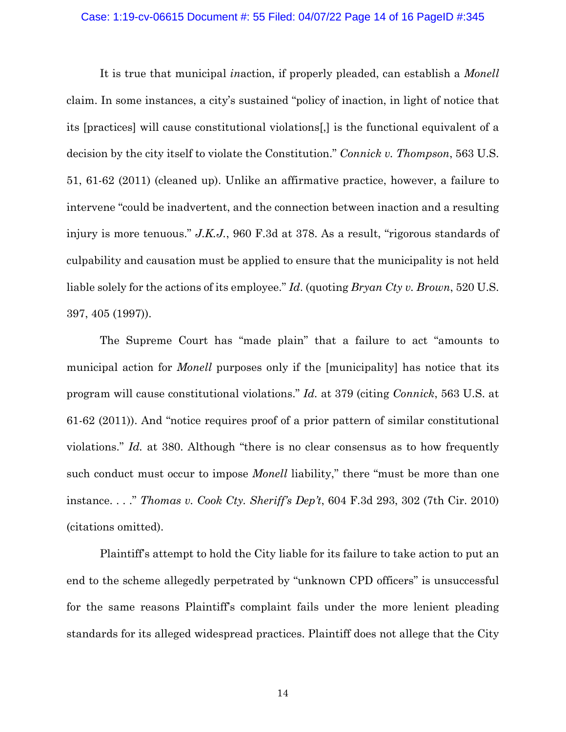It is true that municipal *in*action, if properly pleaded, can establish a *Monell* claim. In some instances, a city's sustained "policy of inaction, in light of notice that its [practices] will cause constitutional violations[,] is the functional equivalent of a decision by the city itself to violate the Constitution." *Connick v. Thompson*, 563 U.S. 51, 61-62 (2011) (cleaned up). Unlike an affirmative practice, however, a failure to intervene "could be inadvertent, and the connection between inaction and a resulting injury is more tenuous." *J.K.J.*, 960 F.3d at 378. As a result, "rigorous standards of culpability and causation must be applied to ensure that the municipality is not held liable solely for the actions of its employee." *Id.* (quoting *Bryan Cty v. Brown*, 520 U.S. 397, 405 (1997)).

The Supreme Court has "made plain" that a failure to act "amounts to municipal action for *Monell* purposes only if the [municipality] has notice that its program will cause constitutional violations." *Id.* at 379 (citing *Connick*, 563 U.S. at 61-62 (2011)). And "notice requires proof of a prior pattern of similar constitutional violations." *Id.* at 380. Although "there is no clear consensus as to how frequently such conduct must occur to impose *Monell* liability," there "must be more than one instance. . . ." *Thomas v. Cook Cty. Sheriff's Dep't*, 604 F.3d 293, 302 (7th Cir. 2010) (citations omitted).

Plaintiff's attempt to hold the City liable for its failure to take action to put an end to the scheme allegedly perpetrated by "unknown CPD officers" is unsuccessful for the same reasons Plaintiff's complaint fails under the more lenient pleading standards for its alleged widespread practices. Plaintiff does not allege that the City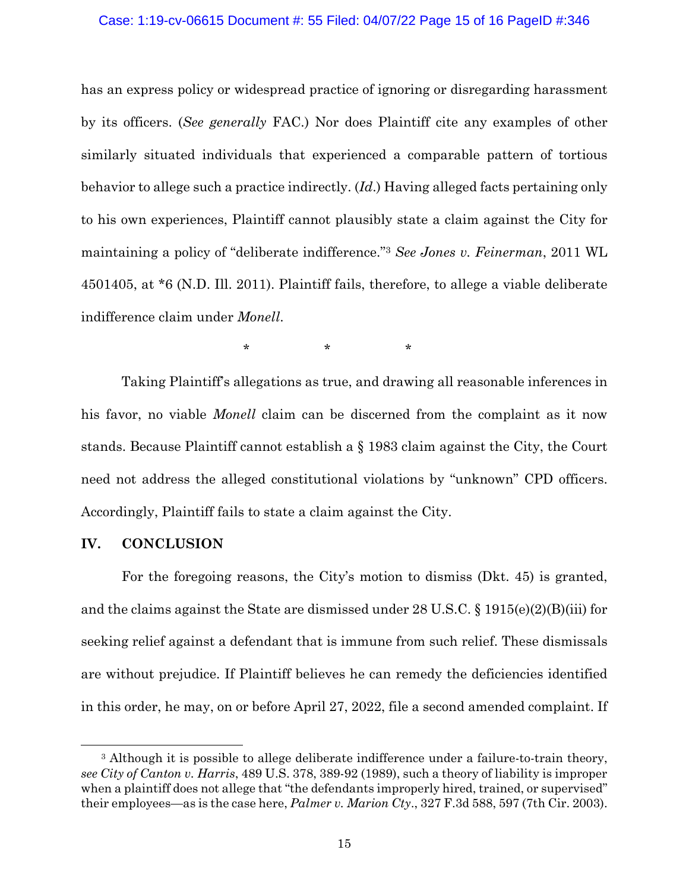has an express policy or widespread practice of ignoring or disregarding harassment by its officers. (*See generally* FAC.) Nor does Plaintiff cite any examples of other similarly situated individuals that experienced a comparable pattern of tortious behavior to allege such a practice indirectly. (*Id*.) Having alleged facts pertaining only to his own experiences, Plaintiff cannot plausibly state a claim against the City for maintaining a policy of "deliberate indifference."[3] *See Jones v. Feinerman*, 2011 WL 4501405, at *6 (N.D. Ill. 2011). Plaintiff fails, therefore, to allege a viable deliberate indifference claim under *Monell*.

\* \* \*

Taking Plaintiff's allegations as true, and drawing all reasonable inferences in his favor, no viable *Monell* claim can be discerned from the complaint as it now stands. Because Plaintiff cannot establish a § 1983 claim against the City, the Court need not address the alleged constitutional violations by "unknown" CPD officers. Accordingly, Plaintiff fails to state a claim against the City.

## IV. CONCLUSION

For the foregoing reasons, the City's motion to dismiss (Dkt. 45) is granted, and the claims against the State are dismissed under 28 U.S.C. § 1915(e)(2)(B)(iii) for seeking relief against a defendant that is immune from such relief. These dismissals are without prejudice. If Plaintiff believes he can remedy the deficiencies identified in this order, he may, on or before April 27, 2022, file a second amended complaint. If

---

[3] Although it is possible to allege deliberate indifference under a failure-to-train theory, *see City of Canton v. Harris*, 489 U.S. 378, 389-92 (1989), such a theory of liability is improper when a plaintiff does not allege that "the defendants improperly hired, trained, or supervised" their employees—as is the case here, *Palmer v. Marion Cty.*, 327 F.3d 588, 597 (7th Cir. 2003).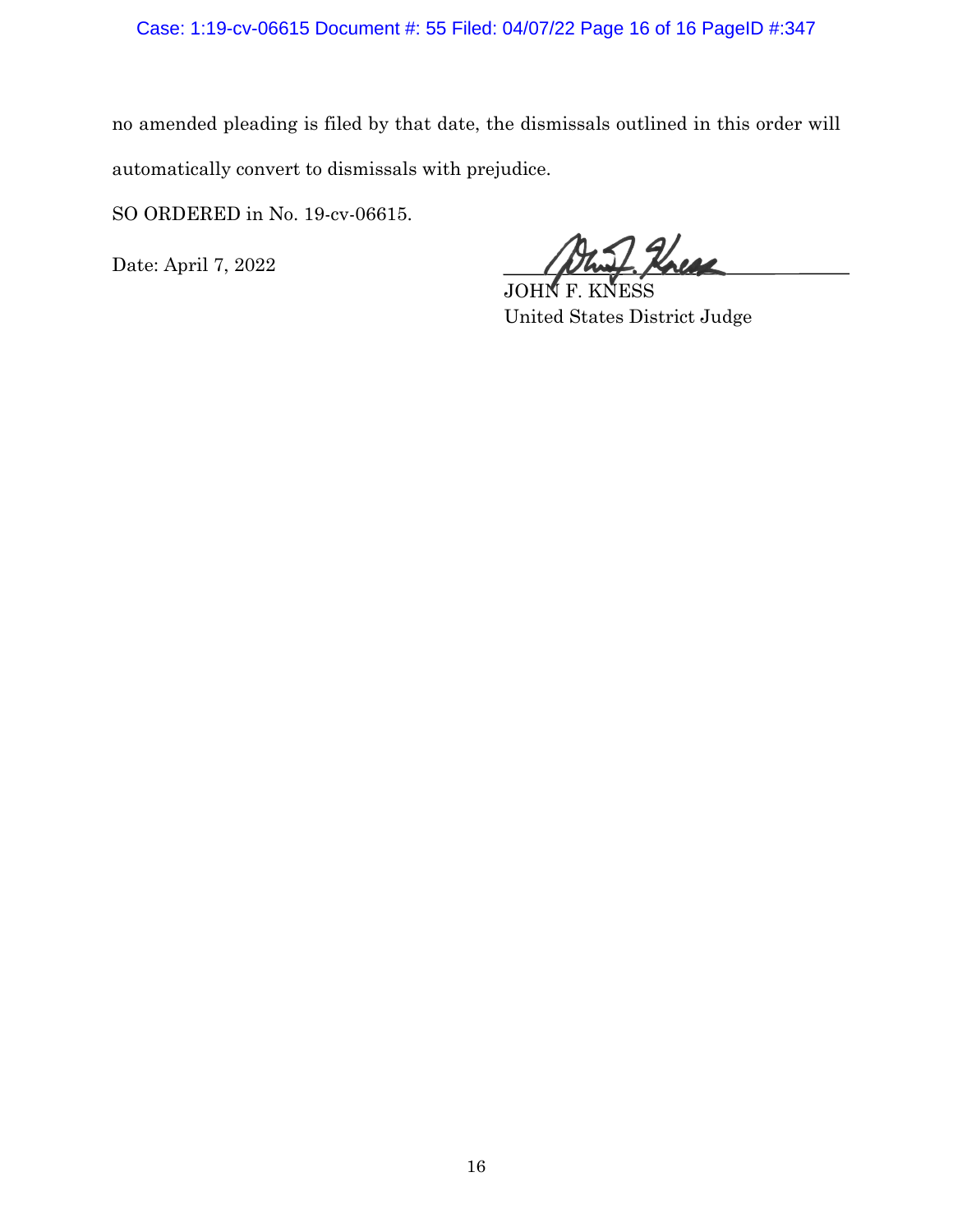no amended pleading is filed by that date, the dismissals outlined in this order will automatically convert to dismissals with prejudice.

SO ORDERED in No. 19-cv-06615.

Date: April 7, 2022

JOHN F. KNESS
United States District Judge